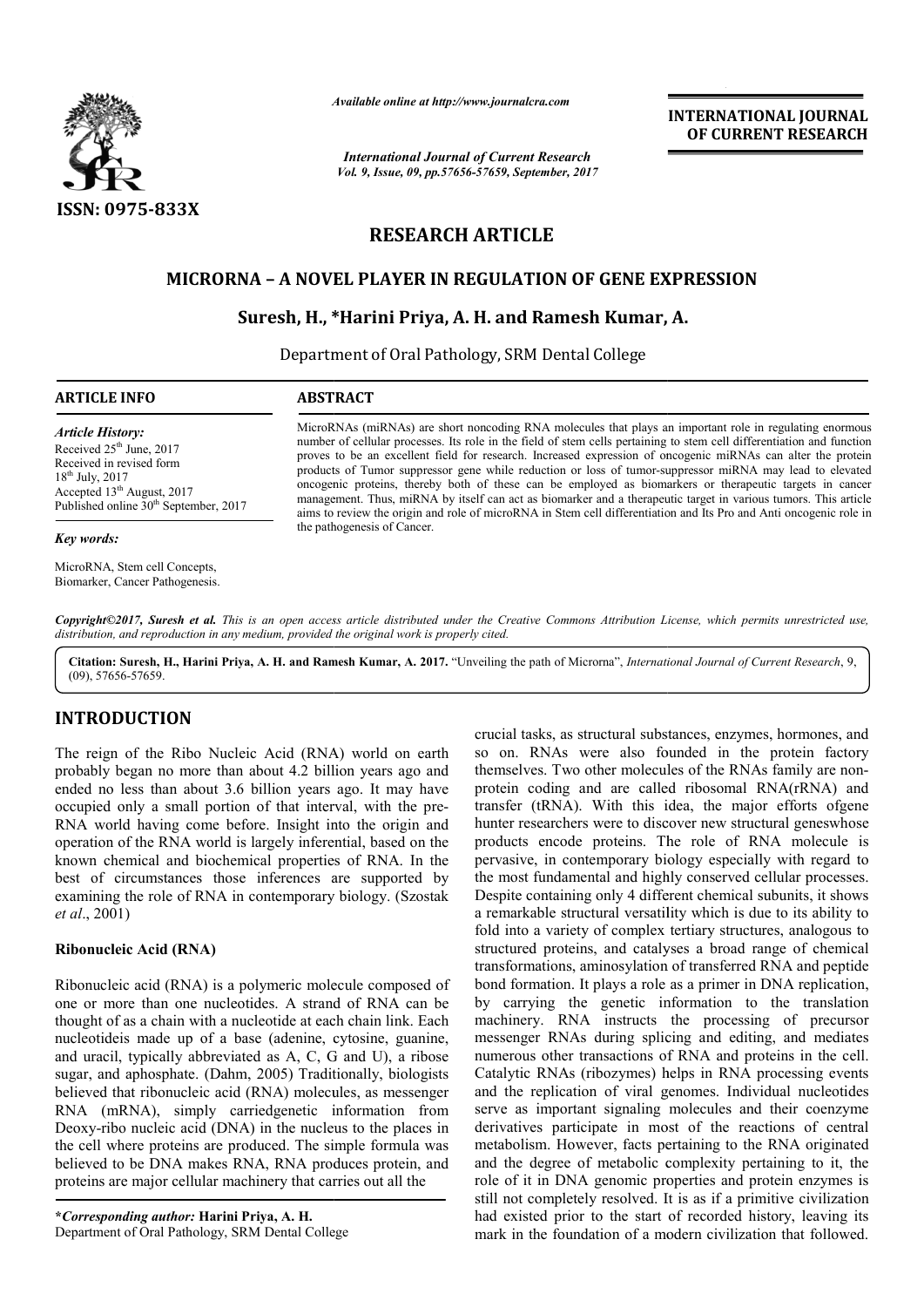# RESEARCH ARTICLE

# MICRORNA – A NOVEL PLAYER IN REGULATION OF GENE EXPRESSION

**Suresh, H., \*Harini Priya, A. H. and Ramesh Kumar, A.**

Department of Oral Pathology, SRM Dental College

## ARTICLE INFO

*Article History:*
Received 25th June, 2017
Received in revised form
18th July, 2017
Accepted 13th August, 2017
Published online 30th September, 2017

*Key words:*

MicroRNA, Stem cell Concepts, Biomarker, Cancer Pathogenesis.

## ABSTRACT

MicroRNAs (miRNAs) are short noncoding RNA molecules that plays an important role in regulating enormous number of cellular processes. Its role in the field of stem cells pertaining to stem cell differentiation and function proves to be an excellent field for research. Increased expression of oncogenic miRNAs can alter the protein products of Tumor suppressor gene while reduction or loss of tumor-suppressor miRNA may lead to elevated oncogenic proteins, thereby both of these can be employed as biomarkers or therapeutic targets in cancer management. Thus, miRNA by itself can act as biomarker and a therapeutic target in various tumors. This article aims to review the origin and role of microRNA in Stem cell differentiation and Its Pro and Anti oncogenic role in the pathogenesis of Cancer.

*Copyright©2017, Suresh et al. This is an open access article distributed under the Creative Commons Attribution License, which permits unrestricted use, distribution, and reproduction in any medium, provided the original work is properly cited.*

**Citation: Suresh, H., Harini Priya, A. H. and Ramesh Kumar, A. 2017.** "Unveiling the path of Microrna", *International Journal of Current Research*, 9, (09), 57656-57659.

## INTRODUCTION

The reign of the Ribo Nucleic Acid (RNA) world on earth probably began no more than about 4.2 billion years ago and ended no less than about 3.6 billion years ago. It may have occupied only a small portion of that interval, with the pre-RNA world having come before. Insight into the origin and operation of the RNA world is largely inferential, based on the known chemical and biochemical properties of RNA. In the best of circumstances those inferences are supported by examining the role of RNA in contemporary biology. (Szostak *et al*., 2001)

### Ribonucleic Acid (RNA)

Ribonucleic acid (RNA) is a polymeric molecule composed of one or more than one nucleotides. A strand of RNA can be thought of as a chain with a nucleotide at each chain link. Each nucleotideis made up of a base (adenine, cytosine, guanine, and uracil, typically abbreviated as A, C, G and U), a ribose sugar, and aphosphate. (Dahm, 2005) Traditionally, biologists believed that ribonucleic acid (RNA) molecules, as messenger RNA (mRNA), simply carriedgenetic information from Deoxy-ribo nucleic acid (DNA) in the nucleus to the places in the cell where proteins are produced. The simple formula was believed to be DNA makes RNA, RNA produces protein, and proteins are major cellular machinery that carries out all the crucial tasks, as structural substances, enzymes, hormones, and so on. RNAs were also founded in the protein factory themselves. Two other molecules of the RNAs family are non-protein coding and are called ribosomal RNA(rRNA) and transfer (tRNA). With this idea, the major efforts ofgene hunter researchers were to discover new structural geneswhose products encode proteins. The role of RNA molecule is pervasive, in contemporary biology especially with regard to the most fundamental and highly conserved cellular processes. Despite containing only 4 different chemical subunits, it shows a remarkable structural versatility which is due to its ability to fold into a variety of complex tertiary structures, analogous to structured proteins, and catalyses a broad range of chemical transformations, aminosylation of transferred RNA and peptide bond formation. It plays a role as a primer in DNA replication, by carrying the genetic information to the translation machinery. RNA instructs the processing of precursor messenger RNAs during splicing and editing, and mediates numerous other transactions of RNA and proteins in the cell. Catalytic RNAs (ribozymes) helps in RNA processing events and the replication of viral genomes. Individual nucleotides serve as important signaling molecules and their coenzyme derivatives participate in most of the reactions of central metabolism. However, facts pertaining to the RNA originated and the degree of metabolic complexity pertaining to it, the role of it in DNA genomic properties and protein enzymes is still not completely resolved. It is as if a primitive civilization had existed prior to the start of recorded history, leaving its mark in the foundation of a modern civilization that followed.

**\*Corresponding author: Harini Priya, A. H.**
Department of Oral Pathology, SRM Dental College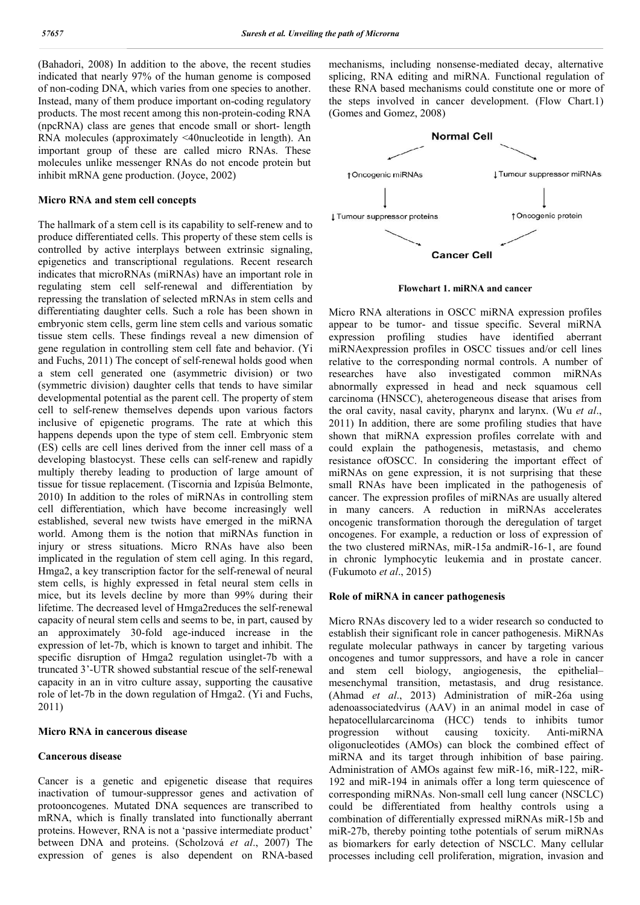(Bahadori, 2008) In addition to the above, the recent studies indicated that nearly 97% of the human genome is composed of non-coding DNA, which varies from one species to another. Instead, many of them produce important on-coding regulatory products. The most recent among this non-protein-coding RNA (npcRNA) class are genes that encode small or short- length RNA molecules (approximately <40nucleotide in length). An important group of these are called micro RNAs. These molecules unlike messenger RNAs do not encode protein but inhibit mRNA gene production. (Joyce, 2002)

## Micro RNA and stem cell concepts

The hallmark of a stem cell is its capability to self-renew and to produce differentiated cells. This property of these stem cells is controlled by active interplays between extrinsic signaling, epigenetics and transcriptional regulations. Recent research indicates that microRNAs (miRNAs) have an important role in regulating stem cell self-renewal and differentiation by repressing the translation of selected mRNAs in stem cells and differentiating daughter cells. Such a role has been shown in embryonic stem cells, germ line stem cells and various somatic tissue stem cells. These findings reveal a new dimension of gene regulation in controlling stem cell fate and behavior. (Yi and Fuchs, 2011) The concept of self-renewal holds good when a stem cell generated one (asymmetric division) or two (symmetric division) daughter cells that tends to have similar developmental potential as the parent cell. The property of stem cell to self-renew themselves depends upon various factors inclusive of epigenetic programs. The rate at which this happens depends upon the type of stem cell. Embryonic stem (ES) cells are cell lines derived from the inner cell mass of a developing blastocyst. These cells can self-renew and rapidly multiply thereby leading to production of large amount of tissue for tissue replacement. (Tiscornia and Izpisúa Belmonte, 2010) In addition to the roles of miRNAs in controlling stem cell differentiation, which have become increasingly well established, several new twists have emerged in the miRNA world. Among them is the notion that miRNAs function in injury or stress situations. Micro RNAs have also been implicated in the regulation of stem cell aging. In this regard, Hmga2, a key transcription factor for the self-renewal of neural stem cells, is highly expressed in fetal neural stem cells in mice, but its levels decline by more than 99% during their lifetime. The decreased level of Hmga2reduces the self-renewal capacity of neural stem cells and seems to be, in part, caused by an approximately 30-fold age-induced increase in the expression of let-7b, which is known to target and inhibit. The specific disruption of Hmga2 regulation usinglet-7b with a truncated 3'-UTR showed substantial rescue of the self-renewal capacity in an in vitro culture assay, supporting the causative role of let-7b in the down regulation of Hmga2. (Yi and Fuchs, 2011)

## Micro RNA in cancerous disease

### Cancerous disease

Cancer is a genetic and epigenetic disease that requires inactivation of tumour-suppressor genes and activation of protooncogenes. Mutated DNA sequences are transcribed to mRNA, which is finally translated into functionally aberrant proteins. However, RNA is not a 'passive intermediate product' between DNA and proteins. (Scholzová *et al*., 2007) The expression of genes is also dependent on RNA-based mechanisms, including nonsense-mediated decay, alternative splicing, RNA editing and miRNA. Functional regulation of these RNA based mechanisms could constitute one or more of the steps involved in cancer development. (Flow Chart.1) (Gomes and Gomez, 2008)

**Normal Cell**

↑Oncogenic miRNAs → ↓Tumour suppressor proteins

↓Tumour suppressor miRNAs → ↑Oncogenic protein

**Cancer Cell**

**Flowchart 1. miRNA and cancer**

Micro RNA alterations in OSCC miRNA expression profiles appear to be tumor- and tissue specific. Several miRNA expression profiling studies have identified aberrant miRNAexpression profiles in OSCC tissues and/or cell lines relative to the corresponding normal controls. A number of researches have also investigated common miRNAs abnormally expressed in head and neck squamous cell carcinoma (HNSCC), aheterogeneous disease that arises from the oral cavity, nasal cavity, pharynx and larynx. (Wu *et al*., 2011) In addition, there are some profiling studies that have shown that miRNA expression profiles correlate with and could explain the pathogenesis, metastasis, and chemo resistance ofOSCC. In considering the important effect of miRNAs on gene expression, it is not surprising that these small RNAs have been implicated in the pathogenesis of cancer. The expression profiles of miRNAs are usually altered in many cancers. A reduction in miRNAs accelerates oncogenic transformation thorough the deregulation of target oncogenes. For example, a reduction or loss of expression of the two clustered miRNAs, miR-15a andmiR-16-1, are found in chronic lymphocytic leukemia and in prostate cancer. (Fukumoto *et al*., 2015)

## Role of miRNA in cancer pathogenesis

Micro RNAs discovery led to a wider research so conducted to establish their significant role in cancer pathogenesis. MiRNAs regulate molecular pathways in cancer by targeting various oncogenes and tumor suppressors, and have a role in cancer and stem cell biology, angiogenesis, the epithelial–mesenchymal transition, metastasis, and drug resistance. (Ahmad *et al*., 2013) Administration of miR-26a using adenoassociatedvirus (AAV) in an animal model in case of hepatocellularcarcinoma (HCC) tends to inhibits tumor progression without causing toxicity. Anti-miRNA oligonucleotides (AMOs) can block the combined effect of miRNA and its target through inhibition of base pairing. Administration of AMOs against few miR-16, miR-122, miR-192 and miR-194 in animals offer a long term quiescence of corresponding miRNAs. Non-small cell lung cancer (NSCLC) could be differentiated from healthy controls using a combination of differentially expressed miRNAs miR-15b and miR-27b, thereby pointing tothe potentials of serum miRNAs as biomarkers for early detection of NSCLC. Many cellular processes including cell proliferation, migration, invasion and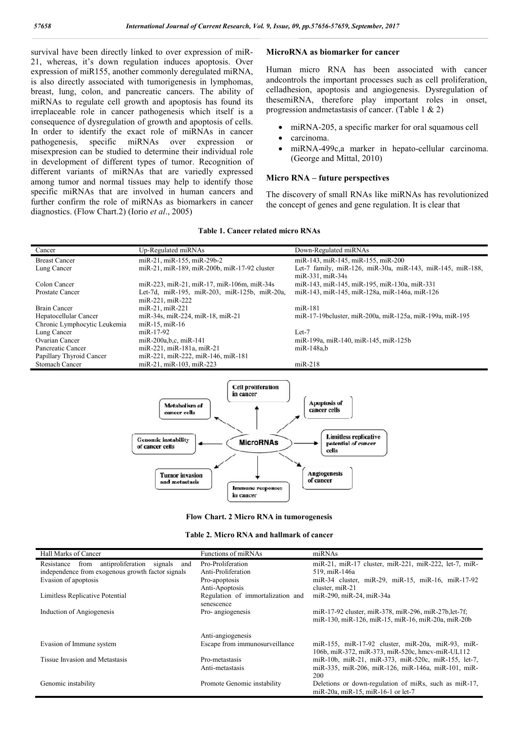survival have been directly linked to over expression of miR-21, whereas, it's down regulation induces apoptosis. Over expression of miR155, another commonly deregulated miRNA, is also directly associated with tumorigenesis in lymphomas, breast, lung, colon, and pancreatic cancers. The ability of miRNAs to regulate cell growth and apoptosis has found its irreplaceable role in cancer pathogenesis which itself is a consequence of dysregulation of growth and apoptosis of cells. In order to identify the exact role of miRNAs in cancer pathogenesis, specific miRNAs over expression or misexpresion can be studied to determine their individual role in development of different types of tumor. Recognition of different variants of miRNAs that are variedly expressed among tumor and normal tissues may help to identify those specific miRNAs that are involved in human cancers and further confirm the role of miRNAs as biomarkers in cancer diagnostics. (Flow Chart.2) (Iorio *et al*., 2005)

### MicroRNA as biomarker for cancer

Human micro RNA has been associated with cancer andcontrols the important processes such as cell proliferation, celladhesion, apoptosis and angiogenesis. Dysregulation of thesemiRNA, therefore play important roles in onset, progression andmetastasis of cancer. (Table 1 & 2)

- miRNA-205, a specific marker for oral squamous cell
- carcinoma.
- miRNA-499c,a marker in hepato-cellular carcinoma. (George and Mittal, 2010)

### Micro RNA – future perspectives

The discovery of small RNAs like miRNAs has revolutionized the concept of genes and gene regulation. It is clear that

**Table 1. Cancer related micro RNAs**

| Cancer | Up-Regulated miRNAs | Down-Regulated miRNAs |
|---|---|---|
| Breast Cancer | miR-21, miR-155, miR-29b-2 | miR-143, miR-145, miR-155, miR-200 |
| Lung Cancer | miR-21, miR-189, miR-200b, miR-17-92 cluster | Let-7 family, miR-126, miR-30a, miR-143, miR-145, miR-188, miR-331, miR-34s |
| Colon Cancer | miR-223, miR-21, miR-17, miR-106m, miR-34s | miR-143, miR-145, miR-195, miR-130a, miR-331 |
| Prostate Cancer | Let-7d, miR-195, miR-203, miR-125b, miR-20a, miR-221, miR-222 | miR-143, miR-145, miR-128a, miR-146a, miR-126 |
| Brain Cancer | miR-21, miR-221 | miR-181 |
| Hepatocellular Cancer | miR-34s, miR-224, miR-18, miR-21 | miR-17-19bcluster, miR-200a, miR-125a, miR-199a, miR-195 |
| Chronic Lymphocytic Leukemia | miR-15, miR-16 | |
| Lung Cancer | miR-17-92 | Let-7 |
| Ovarian Cancer | miR-200a,b,c, miR-141 | miR-199a, miR-140, miR-145, miR-125b |
| Pancreatic Cancer | miR-221, miR-181a, miR-21 | miR-148a,b |
| Papillary Thyroid Cancer | miR-221, miR-222, miR-146, miR-181 | |
| Stomach Cancer | miR-21, miR-103, miR-223 | miR-218 |

**Flow Chart. 2 Micro RNA in tumorogenesis**

**Table 2. Micro RNA and hallmark of cancer**

| Hall Marks of Cancer | Functions of miRNAs | miRNAs |
|---|---|---|
| Resistance from antiproliferation signals and independence from exogenous growth factor signals | Pro-Proliferation<br>Anti-Proliferation | miR-21, miR-17 cluster, miR-221, miR-222, let-7, miR-519, miR-146a |
| Evasion of apoptosis | Pro-apoptosis<br>Anti-Apoptosis | miR-34 cluster, miR-29, miR-15, miR-16, miR-17-92 cluster, miR-21 |
| Limitless Replicative Potential | Regulation of immortalization and senescence | miR-290, miR-24, miR-34a |
| Induction of Angiogenesis | Pro- angiogenesis<br>Anti-angiogenesis | miR-17-92 cluster, miR-378, miR-296, miR-27b,let-7f; miR-130, miR-126, miR-15, miR-16, miR-20a, miR-20b |
| Evasion of Immune system | Escape from immunosurveillance | miR-155, miR-17-92 cluster, miR-20a, miR-93, miR-106b, miR-372, miR-373, miR-520c, hmcv-miR-UL112 |
| Tissue Invasion and Metastasis | Pro-metastasis<br>Anti-metastasis | miR-10b, miR-21, miR-373, miR-520c, miR-155, let-7, miR-335, miR-206, miR-126, miR-146a, miR-101, miR-200 |
| Genomic instability | Promote Genomic instability | Deletions or down-regulation of miRs, such as miR-17, miR-20a, miR-15, miR-16-1 or let-7 |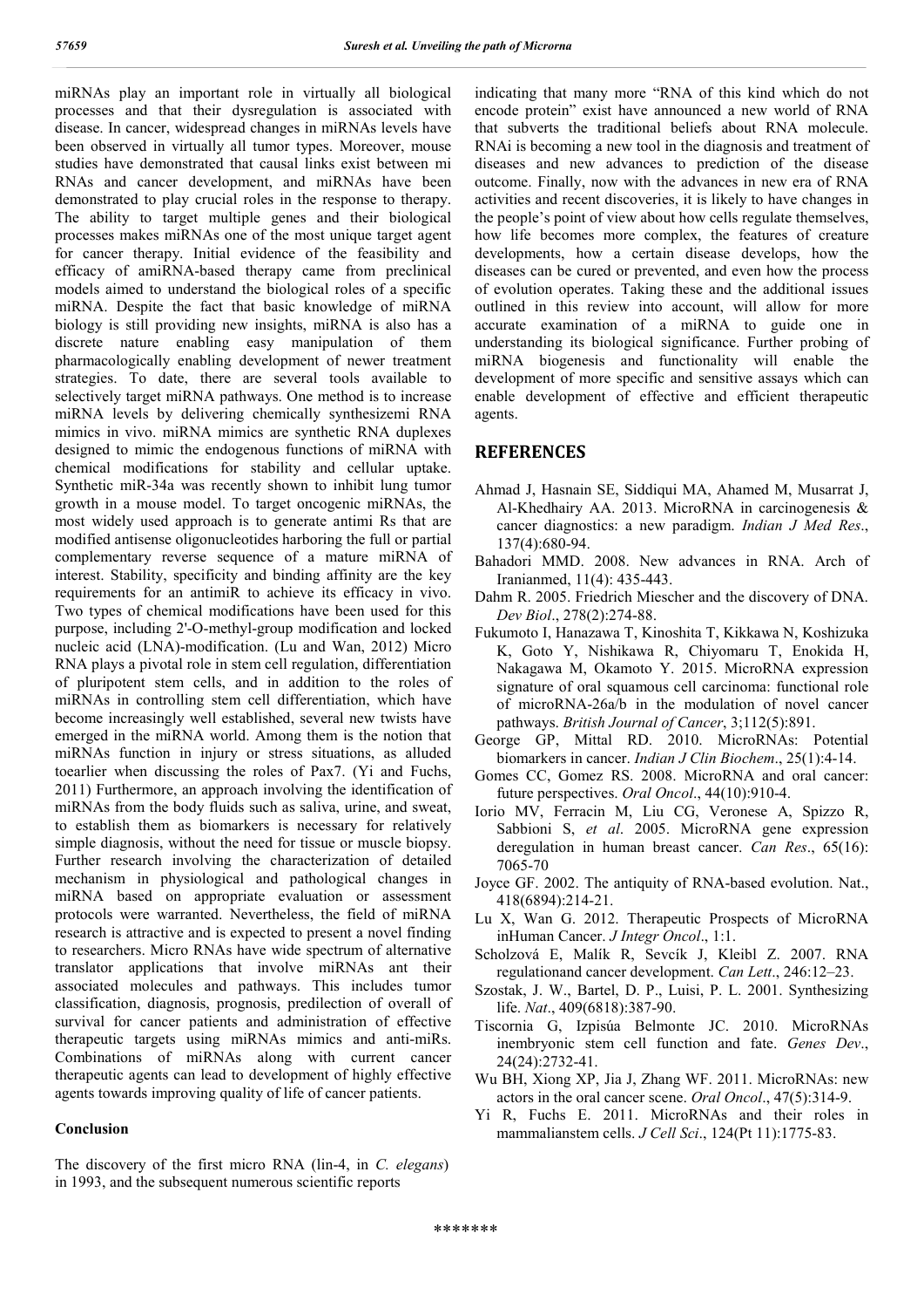miRNAs play an important role in virtually all biological processes and that their dysregulation is associated with disease. In cancer, widespread changes in miRNAs levels have been observed in virtually all tumor types. Moreover, mouse studies have demonstrated that causal links exist between mi RNAs and cancer development, and miRNAs have been demonstrated to play crucial roles in the response to therapy. The ability to target multiple genes and their biological processes makes miRNAs one of the most unique target agent for cancer therapy. Initial evidence of the feasibility and efficacy of amiRNA-based therapy came from preclinical models aimed to understand the biological roles of a specific miRNA. Despite the fact that basic knowledge of miRNA biology is still providing new insights, miRNA is also has a discrete nature enabling easy manipulation of them pharmacologically enabling development of newer treatment strategies. To date, there are several tools available to selectively target miRNA pathways. One method is to increase miRNA levels by delivering chemically synthesizemi RNA mimics in vivo. miRNA mimics are synthetic RNA duplexes designed to mimic the endogenous functions of miRNA with chemical modifications for stability and cellular uptake. Synthetic miR-34a was recently shown to inhibit lung tumor growth in a mouse model. To target oncogenic miRNAs, the most widely used approach is to generate antimi Rs that are modified antisense oligonucleotides harboring the full or partial complementary reverse sequence of a mature miRNA of interest. Stability, specificity and binding affinity are the key requirements for an antimiR to achieve its efficacy in vivo. Two types of chemical modifications have been used for this purpose, including 2'-O-methyl-group modification and locked nucleic acid (LNA)-modification. (Lu and Wan, 2012) Micro RNA plays a pivotal role in stem cell regulation, differentiation of pluripotent stem cells, and in addition to the roles of miRNAs in controlling stem cell differentiation, which have become increasingly well established, several new twists have emerged in the miRNA world. Among them is the notion that miRNAs function in injury or stress situations, as alluded toearlier when discussing the roles of Pax7. (Yi and Fuchs, 2011) Furthermore, an approach involving the identification of miRNAs from the body fluids such as saliva, urine, and sweat, to establish them as biomarkers is necessary for relatively simple diagnosis, without the need for tissue or muscle biopsy. Further research involving the characterization of detailed mechanism in physiological and pathological changes in miRNA based on appropriate evaluation or assessment protocols were warranted. Nevertheless, the field of miRNA research is attractive and is expected to present a novel finding to researchers. Micro RNAs have wide spectrum of alternative translator applications that involve miRNAs ant their associated molecules and pathways. This includes tumor classification, diagnosis, prognosis, predilection of overall of survival for cancer patients and administration of effective therapeutic targets using miRNAs mimics and anti-miRs. Combinations of miRNAs along with current cancer therapeutic agents can lead to development of highly effective agents towards improving quality of life of cancer patients.

### Conclusion

The discovery of the first micro RNA (lin-4, in *C. elegans*) in 1993, and the subsequent numerous scientific reports indicating that many more "RNA of this kind which do not encode protein" exist have announced a new world of RNA that subverts the traditional beliefs about RNA molecule. RNAi is becoming a new tool in the diagnosis and treatment of diseases and new advances to prediction of the disease outcome. Finally, now with the advances in new era of RNA activities and recent discoveries, it is likely to have changes in the people's point of view about how cells regulate themselves, how life becomes more complex, the features of creature developments, how a certain disease develops, how the diseases can be cured or prevented, and even how the process of evolution operates. Taking these and the additional issues outlined in this review into account, will allow for more accurate examination of a miRNA to guide one in understanding its biological significance. Further probing of miRNA biogenesis and functionality will enable the development of more specific and sensitive assays which can enable development of effective and efficient therapeutic agents.

## REFERENCES

Ahmad J, Hasnain SE, Siddiqui MA, Ahamed M, Musarrat J, Al-Khedhairy AA. 2013. MicroRNA in carcinogenesis & cancer diagnostics: a new paradigm. *Indian J Med Res*., 137(4):680-94.

Bahadori MMD. 2008. New advances in RNA. Arch of Iranianmed, 11(4): 435-443.

Dahm R. 2005. Friedrich Miescher and the discovery of DNA. *Dev Biol*., 278(2):274-88.

Fukumoto I, Hanazawa T, Kinoshita T, Kikkawa N, Koshizuka K, Goto Y, Nishikawa R, Chiyomaru T, Enokida H, Nakagawa M, Okamoto Y. 2015. MicroRNA expression signature of oral squamous cell carcinoma: functional role of microRNA-26a/b in the modulation of novel cancer pathways. *British Journal of Cancer*, 3;112(5):891.

George GP, Mittal RD. 2010. MicroRNAs: Potential biomarkers in cancer. *Indian J Clin Biochem*., 25(1):4-14.

Gomes CC, Gomez RS. 2008. MicroRNA and oral cancer: future perspectives. *Oral Oncol*., 44(10):910-4.

Iorio MV, Ferracin M, Liu CG, Veronese A, Spizzo R, Sabbioni S, *et al*. 2005. MicroRNA gene expression deregulation in human breast cancer. *Can Res*., 65(16): 7065-70

Joyce GF. 2002. The antiquity of RNA-based evolution. Nat., 418(6894):214-21.

Lu X, Wan G. 2012. Therapeutic Prospects of MicroRNA inHuman Cancer. *J Integr Oncol*., 1:1.

Scholzová E, Malík R, Sevcík J, Kleibl Z. 2007. RNA regulationand cancer development. *Can Lett*., 246:12–23.

Szostak, J. W., Bartel, D. P., Luisi, P. L. 2001. Synthesizing life. *Nat*., 409(6818):387-90.

Tiscornia G, Izpisúa Belmonte JC. 2010. MicroRNAs inembryonic stem cell function and fate. *Genes Dev*., 24(24):2732-41.

Wu BH, Xiong XP, Jia J, Zhang WF. 2011. MicroRNAs: new actors in the oral cancer scene. *Oral Oncol*., 47(5):314-9.

Yi R, Fuchs E. 2011. MicroRNAs and their roles in mammalianstem cells. *J Cell Sci*., 124(Pt 11):1775-83.

*******